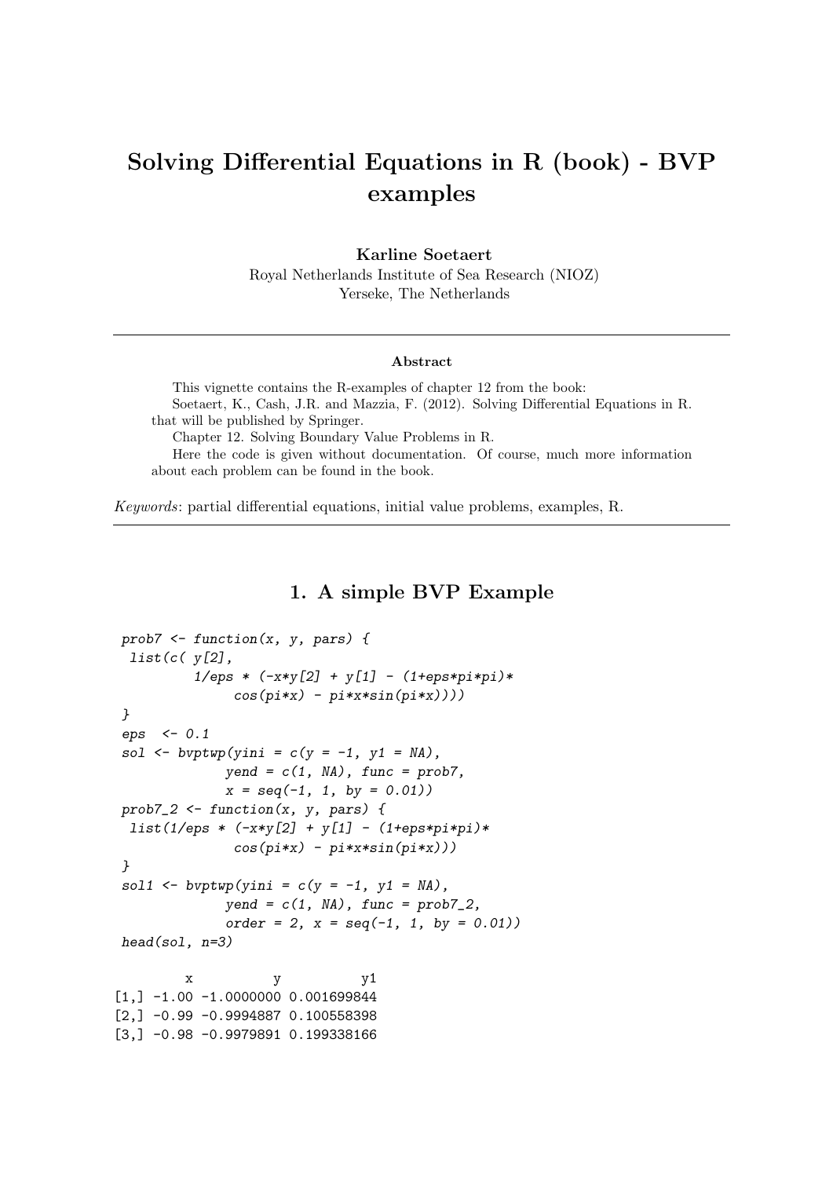# Solving Differential Equations in R (book) - BVP examples

**Karline Soetaert**
Royal Netherlands Institute of Sea Research (NIOZ)
Yerseke, The Netherlands

---

**Abstract**

This vignette contains the R-examples of chapter 12 from the book:
Soetaert, K., Cash, J.R. and Mazzia, F. (2012). Solving Differential Equations in R. that will be published by Springer.
Chapter 12. Solving Boundary Value Problems in R.
Here the code is given without documentation. Of course, much more information about each problem can be found in the book.

*Keywords*: partial differential equations, initial value problems, examples, R.

---

## 1. A simple BVP Example

```
prob7 <- function(x, y, pars) {
 list(c( y[2],
         1/eps * (-x*y[2] + y[1] - (1+eps*pi*pi)*
              cos(pi*x) - pi*x*sin(pi*x))))
}
eps  <- 0.1
sol <- bvptwp(yini = c(y = -1, y1 = NA),
             yend = c(1, NA), func = prob7,
             x = seq(-1, 1, by = 0.01))
prob7_2 <- function(x, y, pars) {
 list(1/eps * (-x*y[2] + y[1] - (1+eps*pi*pi)*
              cos(pi*x) - pi*x*sin(pi*x)))
}
sol1 <- bvptwp(yini = c(y = -1, y1 = NA),
             yend = c(1, NA), func = prob7_2,
             order = 2, x = seq(-1, 1, by = 0.01))
head(sol, n=3)
```

```
         x          y          y1
[1,] -1.00 -1.0000000 0.001699844
[2,] -0.99 -0.9994887 0.100558398
[3,] -0.98 -0.9979891 0.199338166
```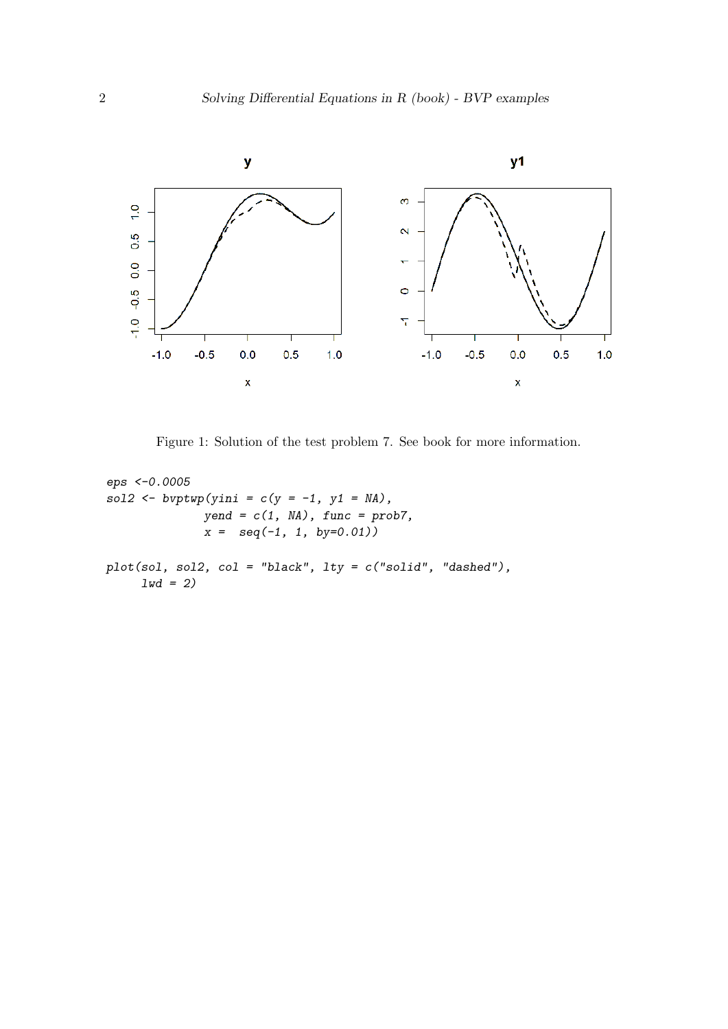Figure 1: Solution of the test problem 7. See book for more information.

```
eps <-0.0005
sol2 <- bvptwp(yini = c(y = -1, y1 = NA),
               yend = c(1, NA), func = prob7,
               x =  seq(-1, 1, by=0.01))

plot(sol, sol2, col = "black", lty = c("solid", "dashed"),
     lwd = 2)
```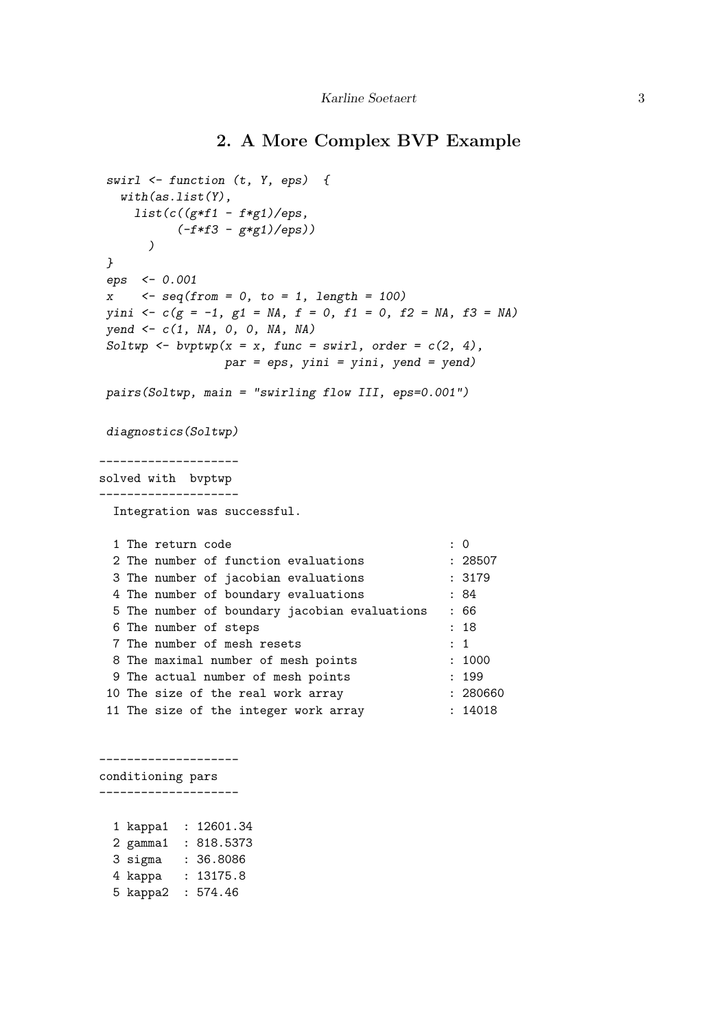## 2. A More Complex BVP Example

```
swirl <- function (t, Y, eps)  {
  with(as.list(Y),
    list(c((g*f1 - f*g1)/eps,
          (-f*f3 - g*g1)/eps))
      )
}
eps  <- 0.001
x    <- seq(from = 0, to = 1, length = 100)
yini <- c(g = -1, g1 = NA, f = 0, f1 = 0, f2 = NA, f3 = NA)
yend <- c(1, NA, 0, 0, NA, NA)
Soltwp <- bvptwp(x = x, func = swirl, order = c(2, 4),
                 par = eps, yini = yini, yend = yend)

pairs(Soltwp, main = "swirling flow III, eps=0.001")

diagnostics(Soltwp)
```

```
--------------------
solved with  bvptwp
--------------------
  Integration was successful.

  1 The return code                              : 0
  2 The number of function evaluations           : 28507
  3 The number of jacobian evaluations           : 3179
  4 The number of boundary evaluations           : 84
  5 The number of boundary jacobian evaluations   : 66
  6 The number of steps                          : 18
  7 The number of mesh resets                    : 1
  8 The maximal number of mesh points            : 1000
  9 The actual number of mesh points             : 199
 10 The size of the real work array              : 280660
 11 The size of the integer work array           : 14018


--------------------
conditioning pars
--------------------

  1 kappa1  : 12601.34
  2 gamma1  : 818.5373
  3 sigma   : 36.8086
  4 kappa   : 13175.8
  5 kappa2  : 574.46
```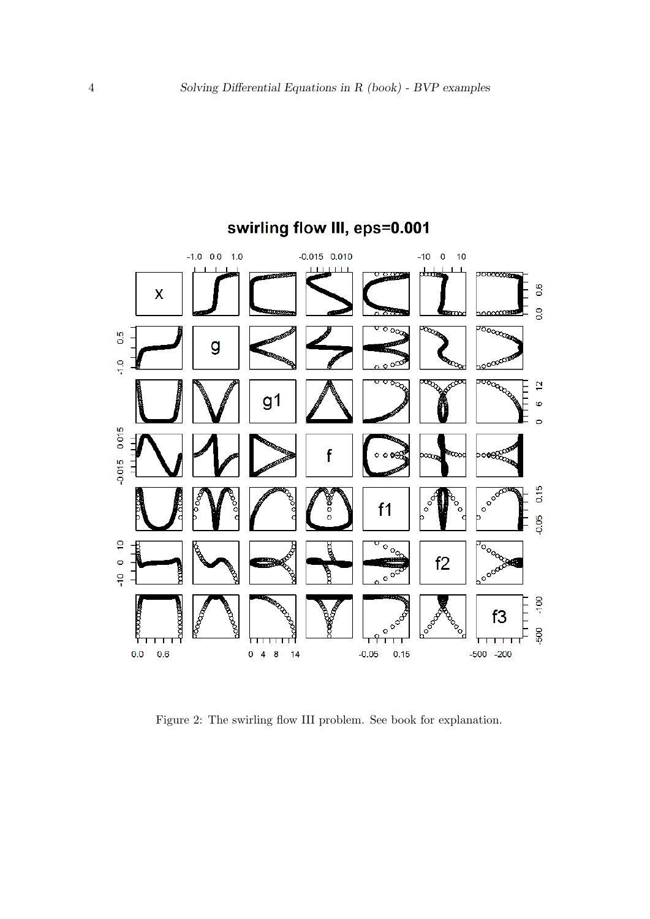Figure 2: The swirling flow III problem. See book for explanation.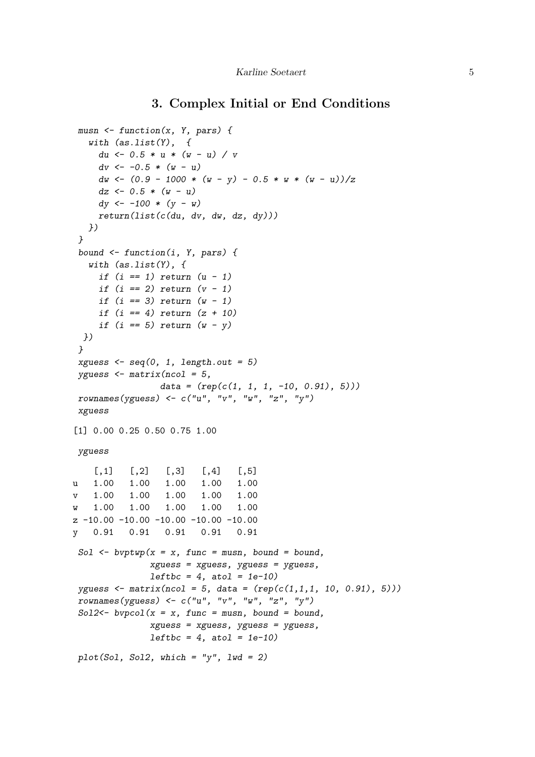# 3. Complex Initial or End Conditions

```
musn <- function(x, Y, pars) {
  with (as.list(Y),  {
    du <- 0.5 * u * (w - u) / v
    dv <- -0.5 * (w - u)
    dw <- (0.9 - 1000 * (w - y) - 0.5 * w * (w - u))/z
    dz <- 0.5 * (w - u)
    dy <- -100 * (y - w)
    return(list(c(du, dv, dw, dz, dy)))
  })
}
bound <- function(i, Y, pars) {
  with (as.list(Y), {
    if (i == 1) return (u - 1)
    if (i == 2) return (v - 1)
    if (i == 3) return (w - 1)
    if (i == 4) return (z + 10)
    if (i == 5) return (w - y)
 })
}
xguess <- seq(0, 1, length.out = 5)
yguess <- matrix(ncol = 5,
                data = (rep(c(1, 1, 1, -10, 0.91), 5)))
rownames(yguess) <- c("u", "v", "w", "z", "y")
xguess
```

```
[1] 0.00 0.25 0.50 0.75 1.00
```

```
yguess
```

```
    [,1]   [,2]   [,3]   [,4]   [,5]
u   1.00   1.00   1.00   1.00   1.00
v   1.00   1.00   1.00   1.00   1.00
w   1.00   1.00   1.00   1.00   1.00
z -10.00 -10.00 -10.00 -10.00 -10.00
y   0.91   0.91   0.91   0.91   0.91
```

```
Sol <- bvptwp(x = x, func = musn, bound = bound,
              xguess = xguess, yguess = yguess,
              leftbc = 4, atol = 1e-10)
yguess <- matrix(ncol = 5, data = (rep(c(1,1,1, 10, 0.91), 5)))
rownames(yguess) <- c("u", "v", "w", "z", "y")
Sol2<- bvpcol(x = x, func = musn, bound = bound,
              xguess = xguess, yguess = yguess,
              leftbc = 4, atol = 1e-10)

plot(Sol, Sol2, which = "y", lwd = 2)
```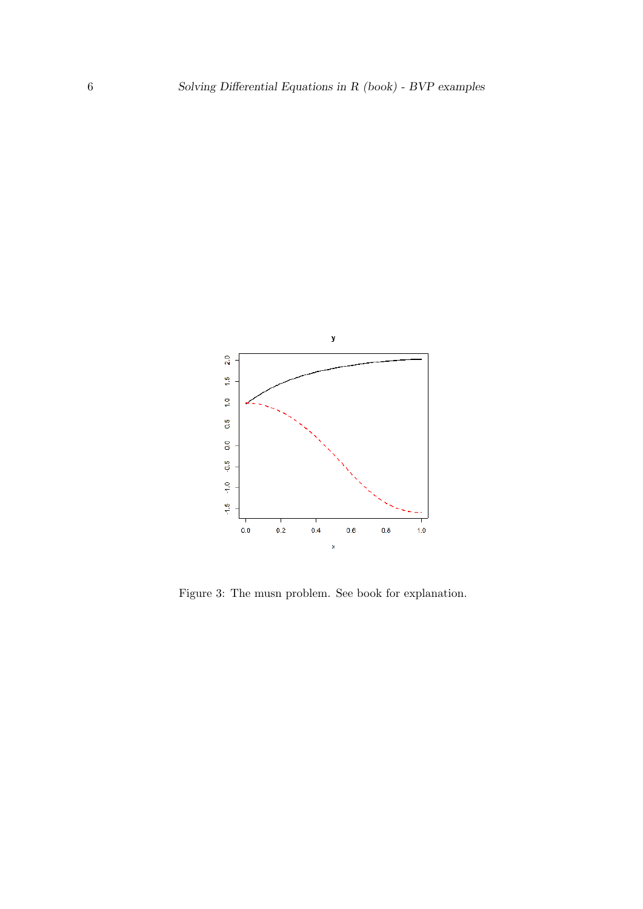Figure 3: The musn problem. See book for explanation.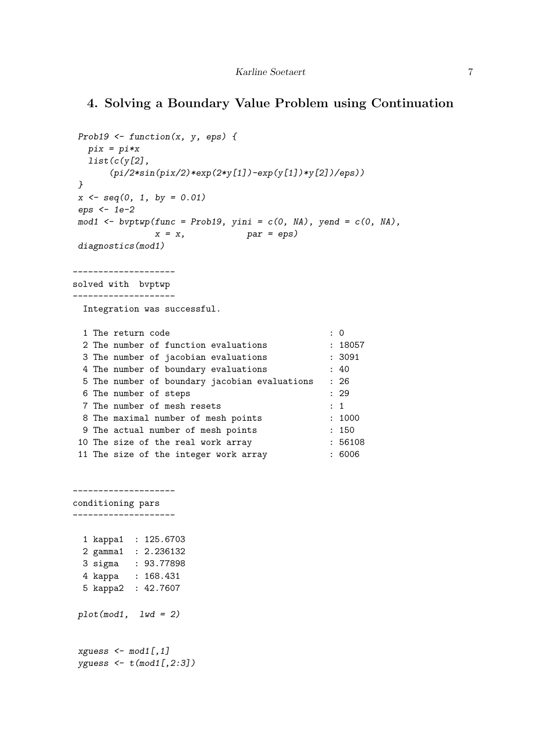## 4. Solving a Boundary Value Problem using Continuation

```
Prob19 <- function(x, y, eps) {
  pix = pi*x
  list(c(y[2],
      (pi/2*sin(pix/2)*exp(2*y[1])-exp(y[1])*y[2])/eps))
}
x <- seq(0, 1, by = 0.01)
eps <- 1e-2
mod1 <- bvptwp(func = Prob19, yini = c(0, NA), yend = c(0, NA),
               x = x,           par = eps)
diagnostics(mod1)
```

```
--------------------
solved with  bvptwp
--------------------
  Integration was successful.

  1 The return code                              : 0
  2 The number of function evaluations           : 18057
  3 The number of jacobian evaluations           : 3091
  4 The number of boundary evaluations           : 40
  5 The number of boundary jacobian evaluations  : 26
  6 The number of steps                          : 29
  7 The number of mesh resets                    : 1
  8 The maximal number of mesh points            : 1000
  9 The actual number of mesh points             : 150
 10 The size of the real work array              : 56108
 11 The size of the integer work array           : 6006


--------------------
conditioning pars
--------------------

  1 kappa1  : 125.6703
  2 gamma1  : 2.236132
  3 sigma   : 93.77898
  4 kappa   : 168.431
  5 kappa2  : 42.7607
```

```
plot(mod1,  lwd = 2)
```

```
xguess <- mod1[,1]
yguess <- t(mod1[,2:3])
```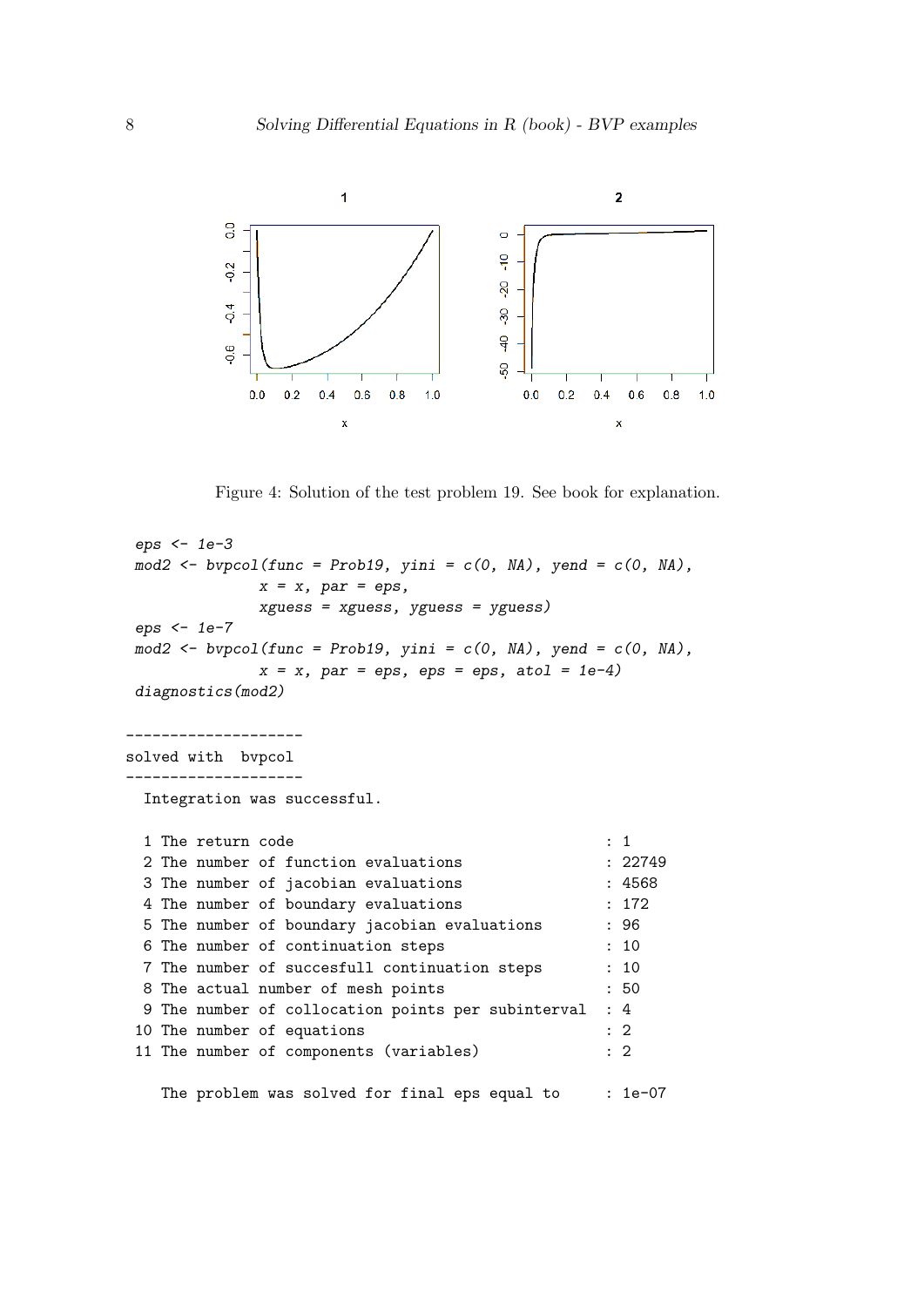Figure 4: Solution of the test problem 19. See book for explanation.

```
eps <- 1e-3
mod2 <- bvpcol(func = Prob19, yini = c(0, NA), yend = c(0, NA),
               x = x, par = eps,
               xguess = xguess, yguess = yguess)
eps <- 1e-7
mod2 <- bvpcol(func = Prob19, yini = c(0, NA), yend = c(0, NA),
               x = x, par = eps, eps = eps, atol = 1e-4)
diagnostics(mod2)
```

```
--------------------
solved with  bvpcol
--------------------
  Integration was successful.

  1 The return code                                   : 1
  2 The number of function evaluations                : 22749
  3 The number of jacobian evaluations                : 4568
  4 The number of boundary evaluations                : 172
  5 The number of boundary jacobian evaluations       : 96
  6 The number of continuation steps                  : 10
  7 The number of succesfull continuation steps       : 10
  8 The actual number of mesh points                  : 50
  9 The number of collocation points per subinterval  : 4
 10 The number of equations                           : 2
 11 The number of components (variables)              : 2

    The problem was solved for final eps equal to     : 1e-07
```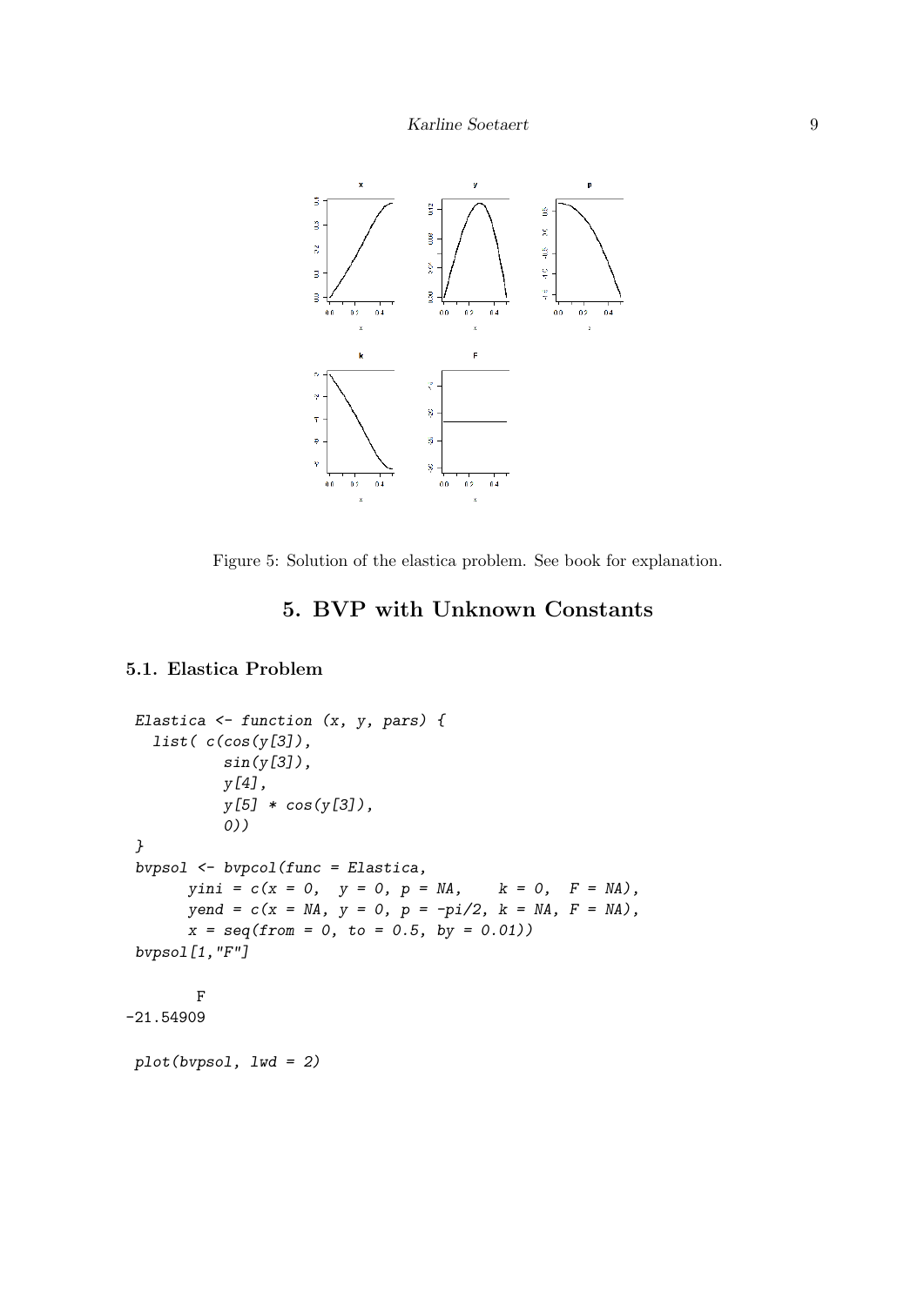Figure 5: Solution of the elastica problem. See book for explanation.

# 5. BVP with Unknown Constants

## 5.1. Elastica Problem

```
Elastica <- function (x, y, pars) {
  list( c(cos(y[3]),
          sin(y[3]),
          y[4],
          y[5] * cos(y[3]),
          0))
}
bvpsol <- bvpcol(func = Elastica,
      yini = c(x = 0,  y = 0, p = NA,    k = 0,  F = NA),
      yend = c(x = NA, y = 0, p = -pi/2, k = NA, F = NA),
      x = seq(from = 0, to = 0.5, by = 0.01))
bvpsol[1,"F"]
```

```
        F
-21.54909
```

```
plot(bvpsol, lwd = 2)
```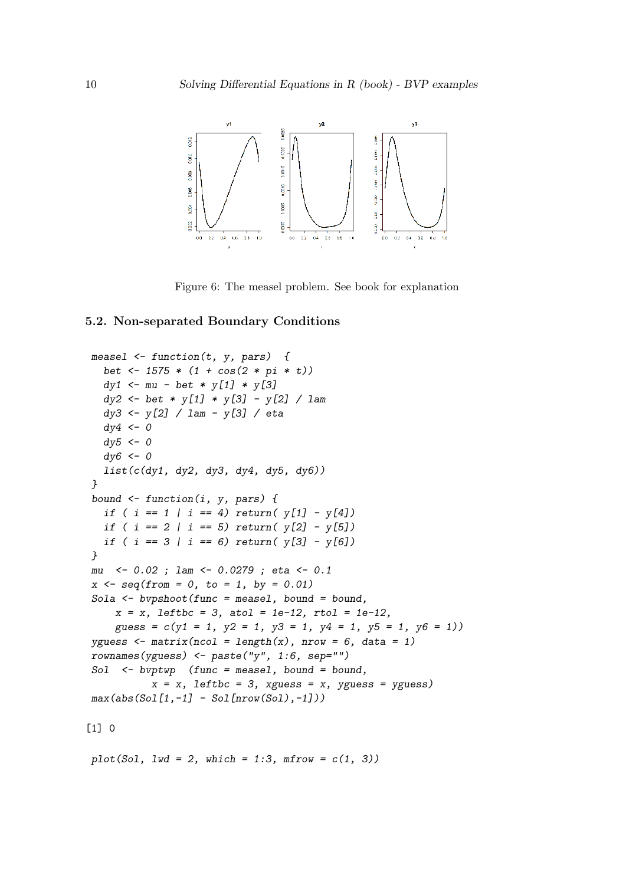Figure 6: The measel problem. See book for explanation

## 5.2. Non-separated Boundary Conditions

```
measel <- function(t, y, pars)  {
  bet <- 1575 * (1 + cos(2 * pi * t))
  dy1 <- mu - bet * y[1] * y[3]
  dy2 <- bet * y[1] * y[3] - y[2] / lam
  dy3 <- y[2] / lam - y[3] / eta
  dy4 <- 0
  dy5 <- 0
  dy6 <- 0
  list(c(dy1, dy2, dy3, dy4, dy5, dy6))
}
bound <- function(i, y, pars) {
  if ( i == 1 | i == 4) return( y[1] - y[4])
  if ( i == 2 | i == 5) return( y[2] - y[5])
  if ( i == 3 | i == 6) return( y[3] - y[6])
}
mu  <- 0.02 ; lam <- 0.0279 ; eta <- 0.1
x <- seq(from = 0, to = 1, by = 0.01)
Sola <- bvpshoot(func = measel, bound = bound,
    x = x, leftbc = 3, atol = 1e-12, rtol = 1e-12,
    guess = c(y1 = 1, y2 = 1, y3 = 1, y4 = 1, y5 = 1, y6 = 1))
yguess <- matrix(ncol = length(x), nrow = 6, data = 1)
rownames(yguess) <- paste("y", 1:6, sep="")
Sol  <- bvptwp  (func = measel, bound = bound,
          x = x, leftbc = 3, xguess = x, yguess = yguess)
max(abs(Sol[1,-1] - Sol[nrow(Sol),-1]))
```

```
[1] 0
```

```
plot(Sol, lwd = 2, which = 1:3, mfrow = c(1, 3))
```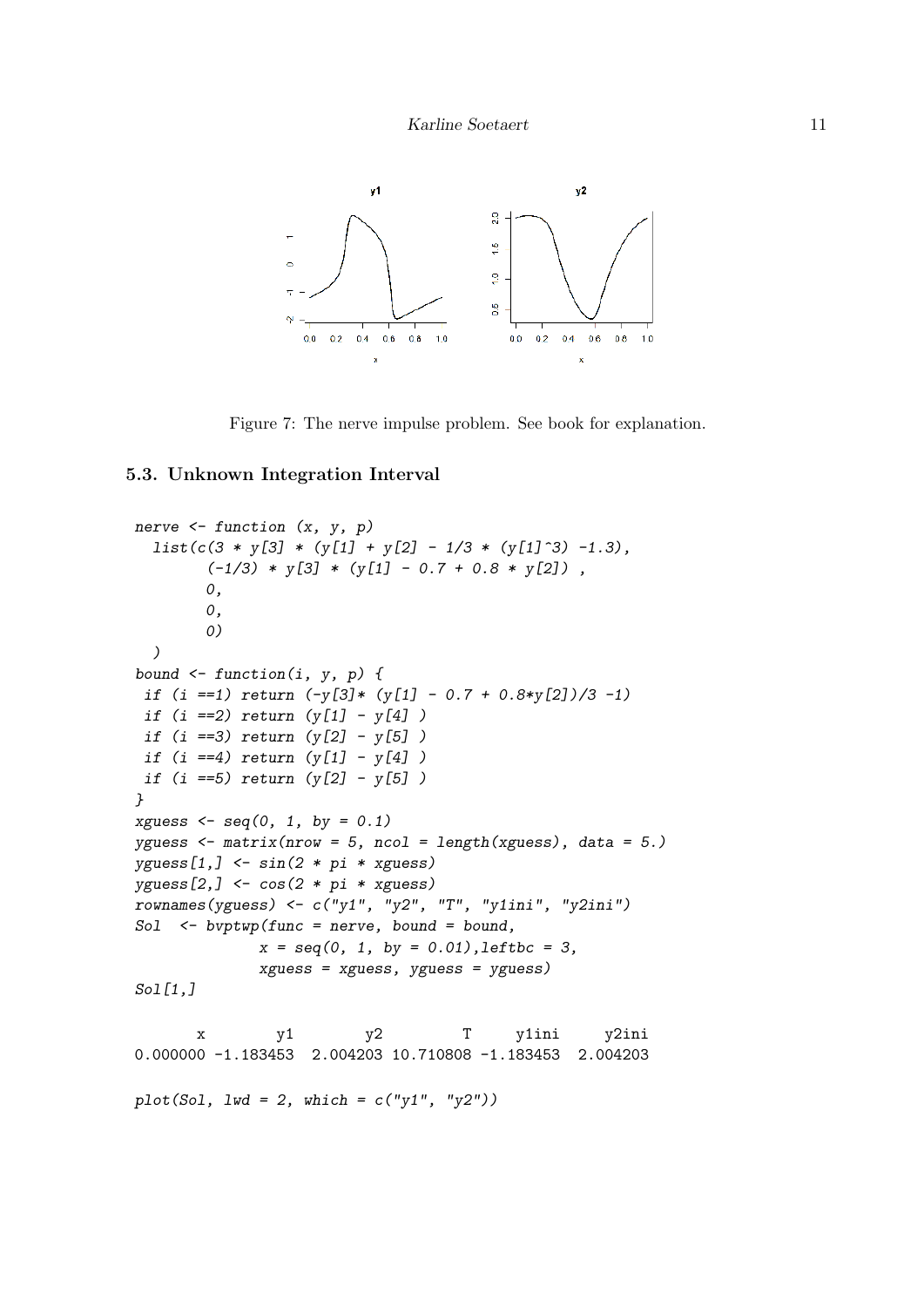Figure 7: The nerve impulse problem. See book for explanation.

### 5.3. Unknown Integration Interval

```
nerve <- function (x, y, p)
  list(c(3 * y[3] * (y[1] + y[2] - 1/3 * (y[1]^3) -1.3),
        (-1/3) * y[3] * (y[1] - 0.7 + 0.8 * y[2]) ,
        0,
        0,
        0)
  )
bound <- function(i, y, p) {
 if (i ==1) return (-y[3]* (y[1] - 0.7 + 0.8*y[2])/3 -1)
 if (i ==2) return (y[1] - y[4] )
 if (i ==3) return (y[2] - y[5] )
 if (i ==4) return (y[1] - y[4] )
 if (i ==5) return (y[2] - y[5] )
}
xguess <- seq(0, 1, by = 0.1)
yguess <- matrix(nrow = 5, ncol = length(xguess), data = 5.)
yguess[1,] <- sin(2 * pi * xguess)
yguess[2,] <- cos(2 * pi * xguess)
rownames(yguess) <- c("y1", "y2", "T", "y1ini", "y2ini")
Sol  <- bvptwp(func = nerve, bound = bound,
              x = seq(0, 1, by = 0.01),leftbc = 3,
              xguess = xguess, yguess = yguess)
Sol[1,]
```

```
       x        y1        y2         T     y1ini     y2ini
0.000000 -1.183453  2.004203 10.710808 -1.183453  2.004203
```

```
plot(Sol, lwd = 2, which = c("y1", "y2"))
```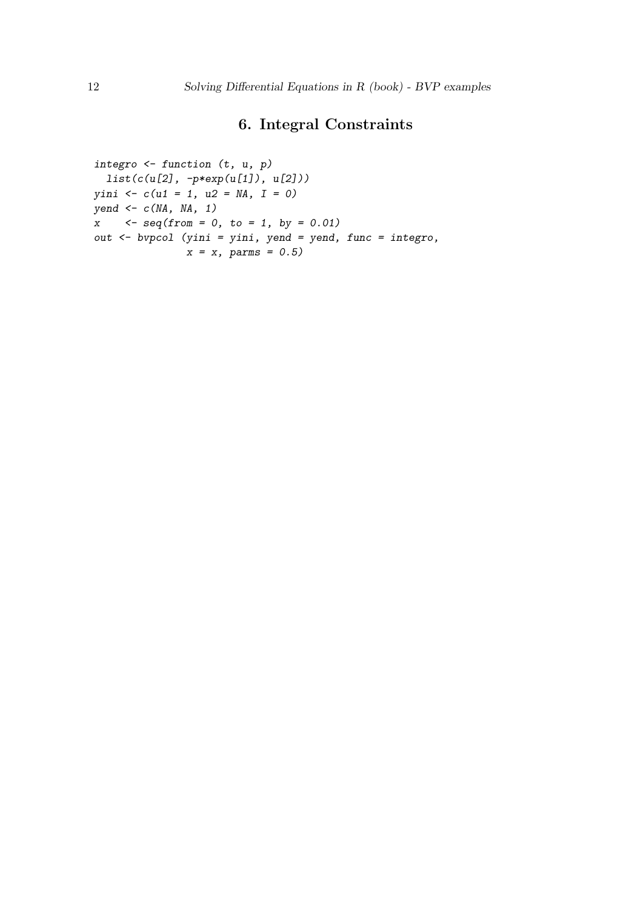# 6. Integral Constraints

```
integro <- function (t, u, p)
  list(c(u[2], -p*exp(u[1]), u[2]))
yini <- c(u1 = 1, u2 = NA, I = 0)
yend <- c(NA, NA, 1)
x    <- seq(from = 0, to = 1, by = 0.01)
out <- bvpcol (yini = yini, yend = yend, func = integro,
               x = x, parms = 0.5)
```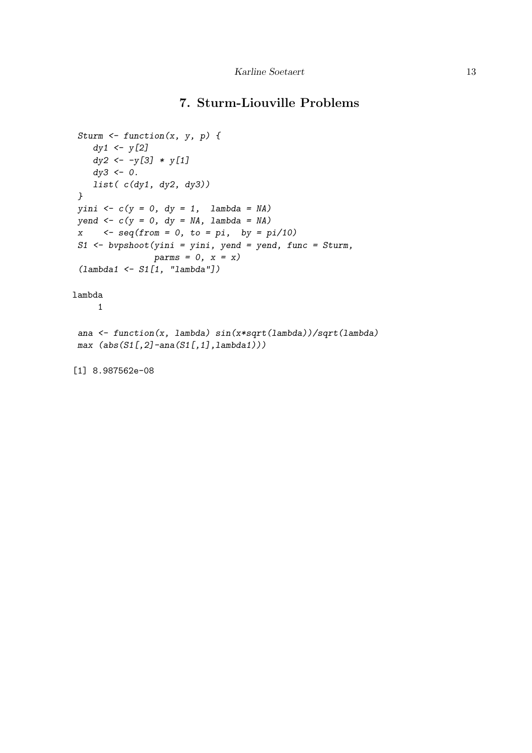# 7. Sturm-Liouville Problems

```
Sturm <- function(x, y, p) {
   dy1 <- y[2]
   dy2 <- -y[3] * y[1]
   dy3 <- 0.
   list( c(dy1, dy2, dy3))
}
yini <- c(y = 0, dy = 1,  lambda = NA)
yend <- c(y = 0, dy = NA, lambda = NA)
x    <- seq(from = 0, to = pi,  by = pi/10)
S1 <- bvpshoot(yini = yini, yend = yend, func = Sturm,
               parms = 0, x = x)
(lambda1 <- S1[1, "lambda"])
```

```
lambda
     1
```

```
ana <- function(x, lambda) sin(x*sqrt(lambda))/sqrt(lambda)
max (abs(S1[,2]-ana(S1[,1],lambda1)))
```

```
[1] 8.987562e-08
```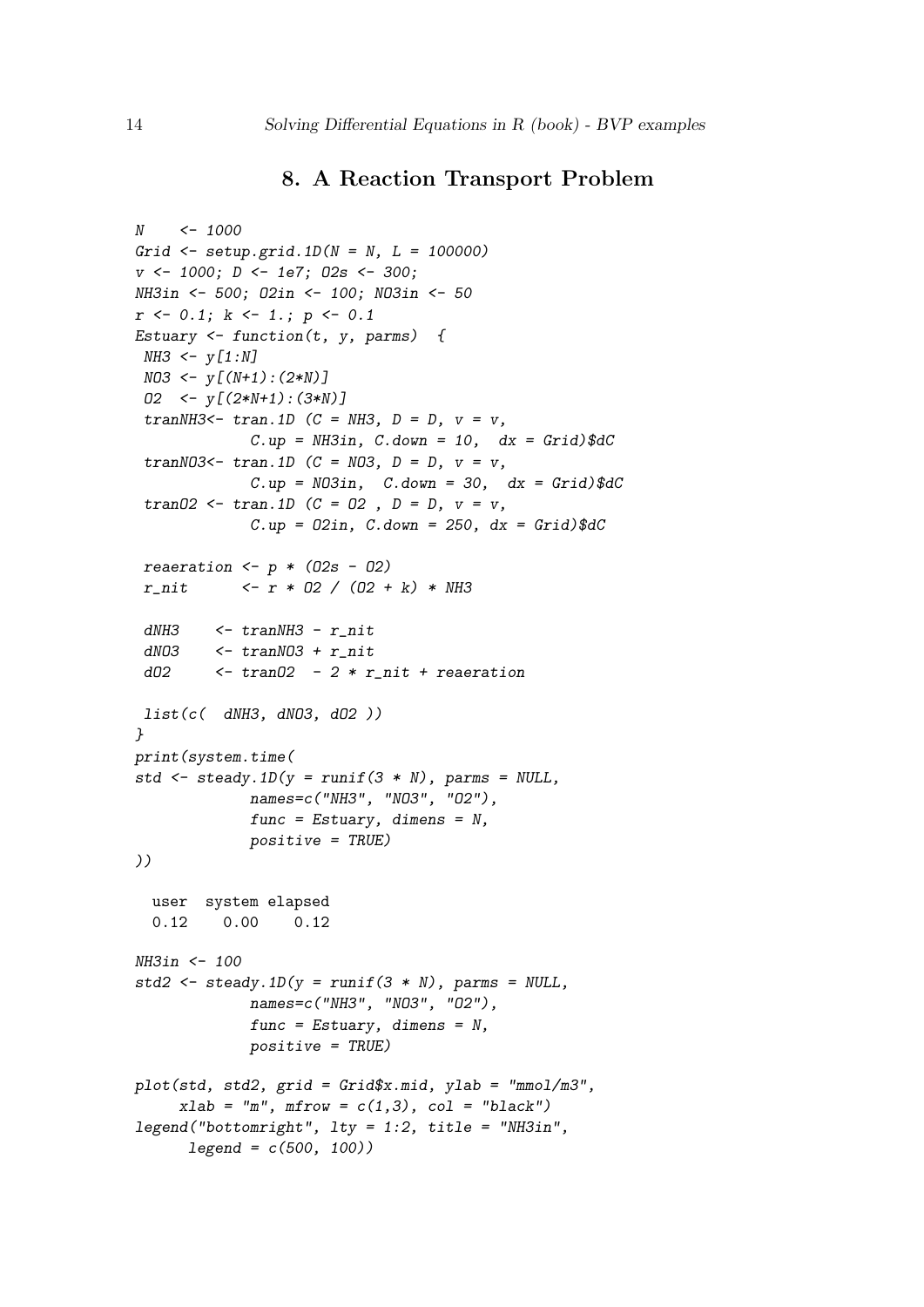## 8. A Reaction Transport Problem

```
N    <- 1000
Grid <- setup.grid.1D(N = N, L = 100000)
v <- 1000; D <- 1e7; O2s <- 300;
NH3in <- 500; O2in <- 100; NO3in <- 50
r <- 0.1; k <- 1.; p <- 0.1
Estuary <- function(t, y, parms)  {
 NH3 <- y[1:N]
 NO3 <- y[(N+1):(2*N)]
 O2  <- y[(2*N+1):(3*N)]
 tranNH3<- tran.1D (C = NH3, D = D, v = v,
             C.up = NH3in, C.down = 10,  dx = Grid)$dC
 tranNO3<- tran.1D (C = NO3, D = D, v = v,
             C.up = NO3in,  C.down = 30,  dx = Grid)$dC
 tranO2 <- tran.1D (C = O2 , D = D, v = v,
             C.up = O2in, C.down = 250, dx = Grid)$dC

 reaeration <- p * (O2s - O2)
 r_nit      <- r * O2 / (O2 + k) * NH3

 dNH3    <- tranNH3 - r_nit
 dNO3    <- tranNO3 + r_nit
 dO2     <- tranO2  - 2 * r_nit + reaeration

 list(c(  dNH3, dNO3, dO2 ))
}
print(system.time(
std <- steady.1D(y = runif(3 * N), parms = NULL,
             names=c("NH3", "NO3", "O2"),
             func = Estuary, dimens = N,
             positive = TRUE)
))

  user  system elapsed
  0.12    0.00    0.12

NH3in <- 100
std2 <- steady.1D(y = runif(3 * N), parms = NULL,
             names=c("NH3", "NO3", "O2"),
             func = Estuary, dimens = N,
             positive = TRUE)

plot(std, std2, grid = Grid$x.mid, ylab = "mmol/m3",
     xlab = "m", mfrow = c(1,3), col = "black")
legend("bottomright", lty = 1:2, title = "NH3in",
      legend = c(500, 100))
```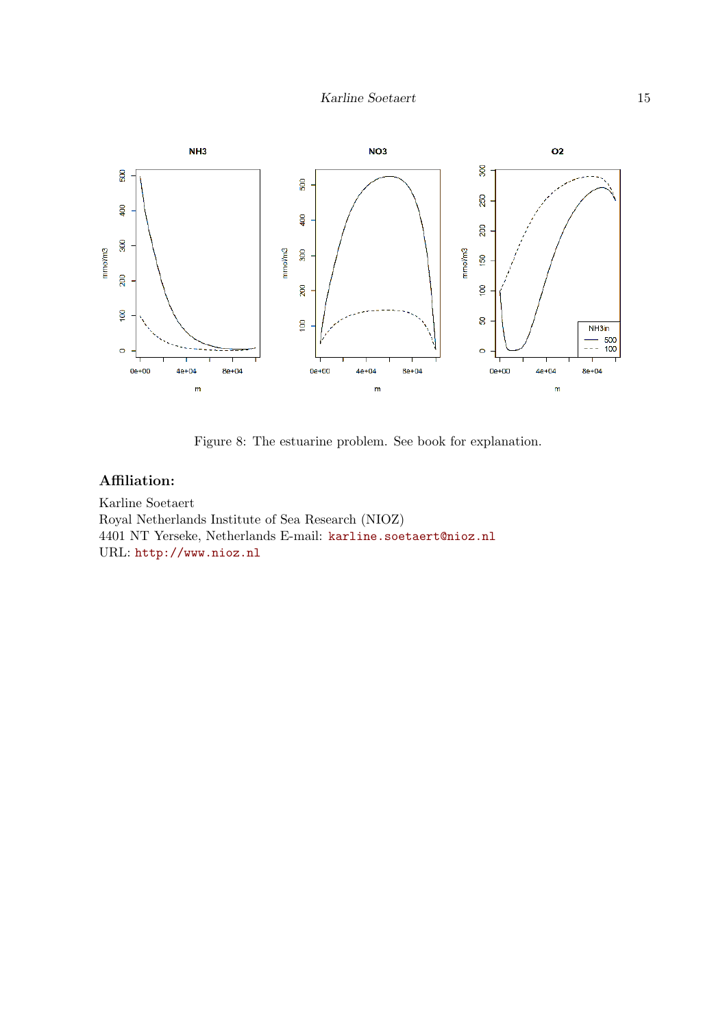NH3

mmol/m3

500
400
300
200
100
0

0e+00
4e+04
8e+04

m

NO3

mmol/m3

500
400
300
200
100

0e+00
4e+04
8e+04

m

O2

mmol/m3

300
250
200
150
100
50
0

0e+00
4e+04
8e+04

m

NH3in
500
100

Figure 8: The estuarine problem. See book for explanation.

## Affiliation:

Karline Soetaert
Royal Netherlands Institute of Sea Research (NIOZ)
4401 NT Yerseke, Netherlands E-mail: karline.soetaert@nioz.nl
URL: http://www.nioz.nl